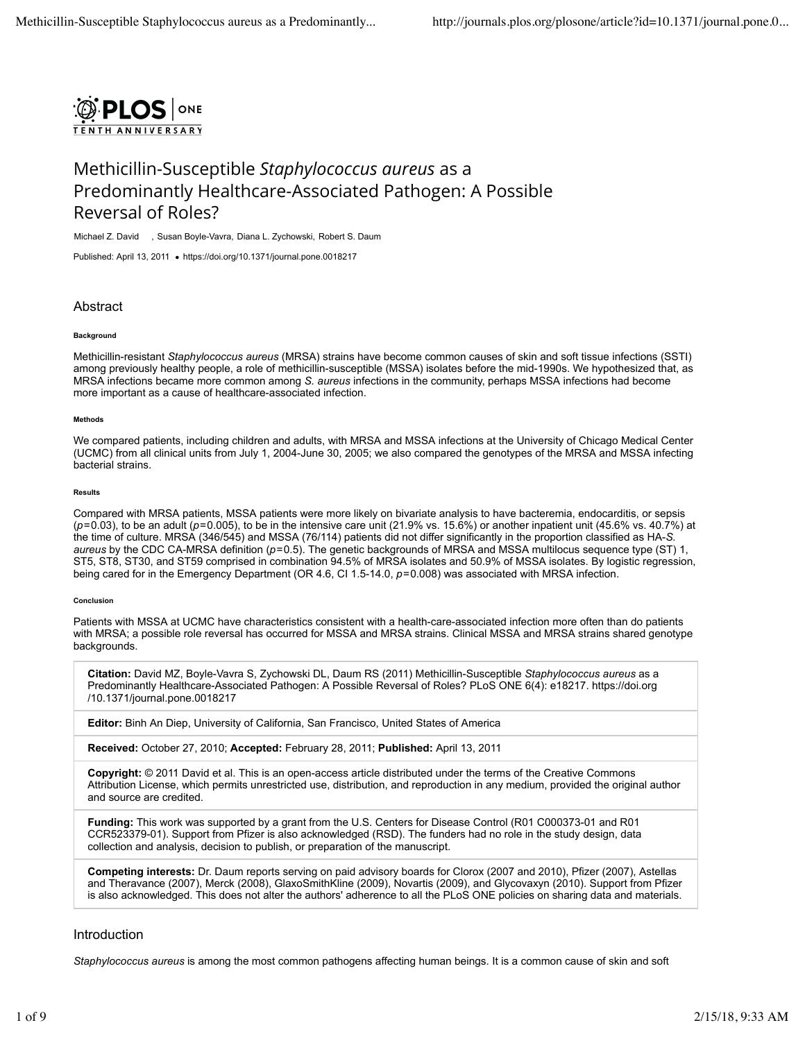# Methicillin-Susceptible *Staphylococcus aureus* as a Predominantly Healthcare-Associated Pathogen: A Possible Reversal of Roles?

Michael Z. David, Susan Boyle-Vavra, Diana L. Zychowski, Robert S. Daum

Published: April 13, 2011 • https://doi.org/10.1371/journal.pone.0018217

## Abstract

### Background

Methicillin-resistant *Staphylococcus aureus* (MRSA) strains have become common causes of skin and soft tissue infections (SSTI) among previously healthy people, a role of methicillin-susceptible (MSSA) isolates before the mid-1990s. We hypothesized that, as MRSA infections became more common among *S. aureus* infections in the community, perhaps MSSA infections had become more important as a cause of healthcare-associated infection.

### Methods

We compared patients, including children and adults, with MRSA and MSSA infections at the University of Chicago Medical Center (UCMC) from all clinical units from July 1, 2004-June 30, 2005; we also compared the genotypes of the MRSA and MSSA infecting bacterial strains.

### Results

Compared with MRSA patients, MSSA patients were more likely on bivariate analysis to have bacteremia, endocarditis, or sepsis ($p = 0.03$), to be an adult ($p = 0.005$), to be in the intensive care unit (21.9% vs. 15.6%) or another inpatient unit (45.6% vs. 40.7%) at the time of culture. MRSA (346/545) and MSSA (76/114) patients did not differ significantly in the proportion classified as HA-*S. aureus* by the CDC CA-MRSA definition ($p = 0.5$). The genetic backgrounds of MRSA and MSSA multilocus sequence type (ST) 1, ST5, ST8, ST30, and ST59 comprised in combination 94.5% of MRSA isolates and 50.9% of MSSA isolates. By logistic regression, being cared for in the Emergency Department (OR 4.6, CI 1.5-14.0, $p = 0.008$) was associated with MRSA infection.

### Conclusion

Patients with MSSA at UCMC have characteristics consistent with a health-care-associated infection more often than do patients with MRSA; a possible role reversal has occurred for MSSA and MRSA strains. Clinical MSSA and MRSA strains shared genotype backgrounds.

**Citation:** David MZ, Boyle-Vavra S, Zychowski DL, Daum RS (2011) Methicillin-Susceptible *Staphylococcus aureus* as a Predominantly Healthcare-Associated Pathogen: A Possible Reversal of Roles? PLoS ONE 6(4): e18217. https://doi.org/10.1371/journal.pone.0018217

**Editor:** Binh An Diep, University of California, San Francisco, United States of America

**Received:** October 27, 2010; **Accepted:** February 28, 2011; **Published:** April 13, 2011

**Copyright:** © 2011 David et al. This is an open-access article distributed under the terms of the Creative Commons Attribution License, which permits unrestricted use, distribution, and reproduction in any medium, provided the original author and source are credited.

**Funding:** This work was supported by a grant from the U.S. Centers for Disease Control (R01 C000373-01 and R01 CCR523379-01). Support from Pfizer is also acknowledged (RSD). The funders had no role in the study design, data collection and analysis, decision to publish, or preparation of the manuscript.

**Competing interests:** Dr. Daum reports serving on paid advisory boards for Clorox (2007 and 2010), Pfizer (2007), Astellas and Theravance (2007), Merck (2008), GlaxoSmithKline (2009), Novartis (2009), and Glycovaxyn (2010). Support from Pfizer is also acknowledged. This does not alter the authors' adherence to all the PLoS ONE policies on sharing data and materials.

## Introduction

*Staphylococcus aureus* is among the most common pathogens affecting human beings. It is a common cause of skin and soft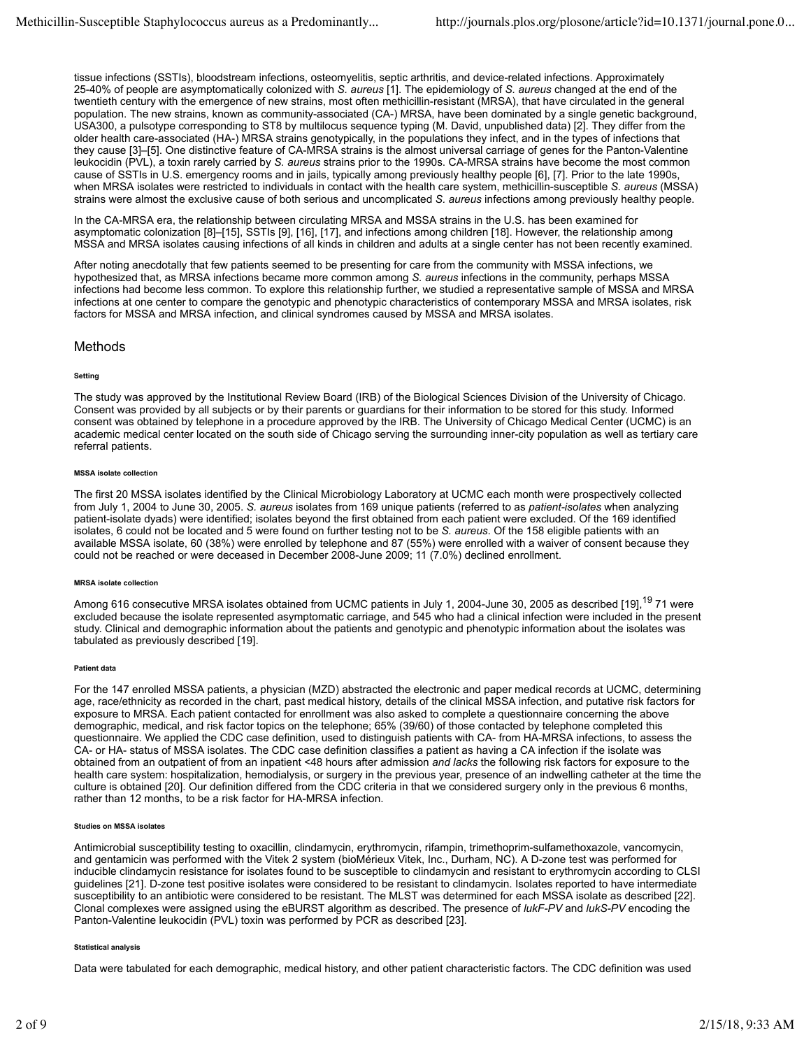tissue infections (SSTIs), bloodstream infections, osteomyelitis, septic arthritis, and device-related infections. Approximately 25-40% of people are asymptomatically colonized with *S. aureus* [1]. The epidemiology of *S. aureus* changed at the end of the twentieth century with the emergence of new strains, most often methicillin-resistant (MRSA), that have circulated in the general population. The new strains, known as community-associated (CA-) MRSA, have been dominated by a single genetic background, USA300, a pulsotype corresponding to ST8 by multilocus sequence typing (M. David, unpublished data) [2]. They differ from the older health care-associated (HA-) MRSA strains genotypically, in the populations they infect, and in the types of infections that they cause [3]–[5]. One distinctive feature of CA-MRSA strains is the almost universal carriage of genes for the Panton-Valentine leukocidin (PVL), a toxin rarely carried by *S. aureus* strains prior to the 1990s. CA-MRSA strains have become the most common cause of SSTIs in U.S. emergency rooms and in jails, typically among previously healthy people [6], [7]. Prior to the late 1990s, when MRSA isolates were restricted to individuals in contact with the health care system, methicillin-susceptible *S. aureus* (MSSA) strains were almost the exclusive cause of both serious and uncomplicated *S. aureus* infections among previously healthy people.

In the CA-MRSA era, the relationship between circulating MRSA and MSSA strains in the U.S. has been examined for asymptomatic colonization [8]–[15], SSTIs [9], [16], [17], and infections among children [18]. However, the relationship among MSSA and MRSA isolates causing infections of all kinds in children and adults at a single center has not been recently examined.

After noting anecdotally that few patients seemed to be presenting for care from the community with MSSA infections, we hypothesized that, as MRSA infections became more common among *S. aureus* infections in the community, perhaps MSSA infections had become less common. To explore this relationship further, we studied a representative sample of MSSA and MRSA infections at one center to compare the genotypic and phenotypic characteristics of contemporary MSSA and MRSA isolates, risk factors for MSSA and MRSA infection, and clinical syndromes caused by MSSA and MRSA isolates.

## Methods

#### Setting

The study was approved by the Institutional Review Board (IRB) of the Biological Sciences Division of the University of Chicago. Consent was provided by all subjects or by their parents or guardians for their information to be stored for this study. Informed consent was obtained by telephone in a procedure approved by the IRB. The University of Chicago Medical Center (UCMC) is an academic medical center located on the south side of Chicago serving the surrounding inner-city population as well as tertiary care referral patients.

#### MSSA isolate collection

The first 20 MSSA isolates identified by the Clinical Microbiology Laboratory at UCMC each month were prospectively collected from July 1, 2004 to June 30, 2005. *S. aureus* isolates from 169 unique patients (referred to as *patient-isolates* when analyzing patient-isolate dyads) were identified; isolates beyond the first obtained from each patient were excluded. Of the 169 identified isolates, 6 could not be located and 5 were found on further testing not to be *S. aureus*. Of the 158 eligible patients with an available MSSA isolate, 60 (38%) were enrolled by telephone and 87 (55%) were enrolled with a waiver of consent because they could not be reached or were deceased in December 2008-June 2009; 11 (7.0%) declined enrollment.

#### MRSA isolate collection

Among 616 consecutive MRSA isolates obtained from UCMC patients in July 1, 2004-June 30, 2005 as described [19],[19] 71 were excluded because the isolate represented asymptomatic carriage, and 545 who had a clinical infection were included in the present study. Clinical and demographic information about the patients and genotypic and phenotypic information about the isolates was tabulated as previously described [19].

#### Patient data

For the 147 enrolled MSSA patients, a physician (MZD) abstracted the electronic and paper medical records at UCMC, determining age, race/ethnicity as recorded in the chart, past medical history, details of the clinical MSSA infection, and putative risk factors for exposure to MRSA. Each patient contacted for enrollment was also asked to complete a questionnaire concerning the above demographic, medical, and risk factor topics on the telephone; 65% (39/60) of those contacted by telephone completed this questionnaire. We applied the CDC case definition, used to distinguish patients with CA- from HA-MRSA infections, to assess the CA- or HA- status of MSSA isolates. The CDC case definition classifies a patient as having a CA infection if the isolate was obtained from an outpatient of from an inpatient <48 hours after admission *and lacks* the following risk factors for exposure to the health care system: hospitalization, hemodialysis, or surgery in the previous year, presence of an indwelling catheter at the time the culture is obtained [20]. Our definition differed from the CDC criteria in that we considered surgery only in the previous 6 months, rather than 12 months, to be a risk factor for HA-MRSA infection.

#### Studies on MSSA isolates

Antimicrobial susceptibility testing to oxacillin, clindamycin, erythromycin, rifampin, trimethoprim-sulfamethoxazole, vancomycin, and gentamicin was performed with the Vitek 2 system (bioMérieux Vitek, Inc., Durham, NC). A D-zone test was performed for inducible clindamycin resistance for isolates found to be susceptible to clindamycin and resistant to erythromycin according to CLSI guidelines [21]. D-zone test positive isolates were considered to be resistant to clindamycin. Isolates reported to have intermediate susceptibility to an antibiotic were considered to be resistant. The MLST was determined for each MSSA isolate as described [22]. Clonal complexes were assigned using the eBURST algorithm as described. The presence of *lukF-PV* and *lukS-PV* encoding the Panton-Valentine leukocidin (PVL) toxin was performed by PCR as described [23].

#### Statistical analysis

Data were tabulated for each demographic, medical history, and other patient characteristic factors. The CDC definition was used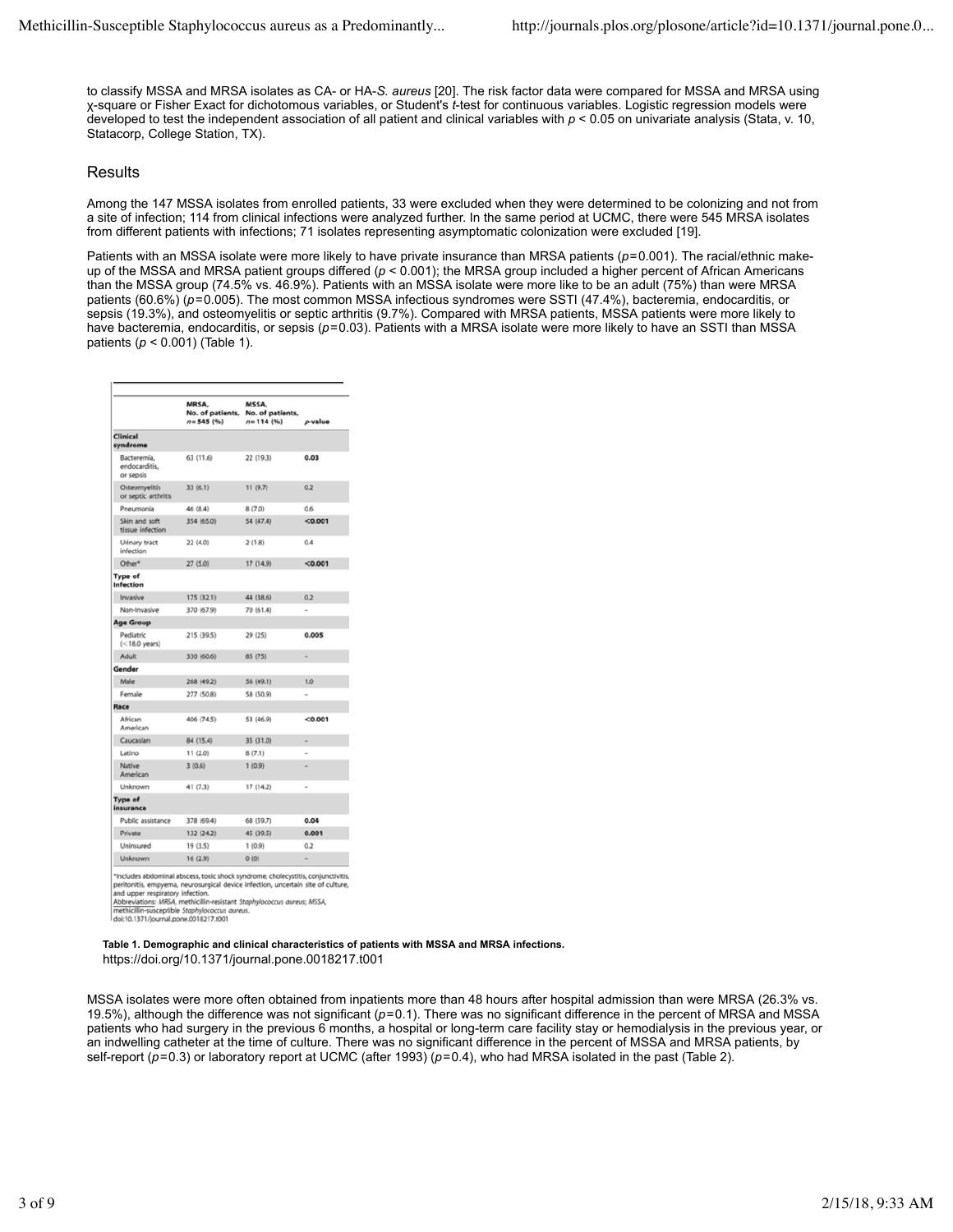to classify MSSA and MRSA isolates as CA- or HA-*S. aureus* [20]. The risk factor data were compared for MSSA and MRSA using χ-square or Fisher Exact for dichotomous variables, or Student's *t*-test for continuous variables. Logistic regression models were developed to test the independent association of all patient and clinical variables with $p < 0.05$ on univariate analysis (Stata, v. 10, Statacorp, College Station, TX).

## Results

Among the 147 MSSA isolates from enrolled patients, 33 were excluded when they were determined to be colonizing and not from a site of infection; 114 from clinical infections were analyzed further. In the same period at UCMC, there were 545 MRSA isolates from different patients with infections; 71 isolates representing asymptomatic colonization were excluded [19].

Patients with an MSSA isolate were more likely to have private insurance than MRSA patients ($p = 0.001$). The racial/ethnic make-up of the MSSA and MRSA patient groups differed ($p < 0.001$); the MRSA group included a higher percent of African Americans than the MSSA group (74.5% vs. 46.9%). Patients with an MSSA isolate were more like to be an adult (75%) than were MRSA patients (60.6%) ($p = 0.005$). The most common MSSA infectious syndromes were SSTI (47.4%), bacteremia, endocarditis, or sepsis (19.3%), and osteomyelitis or septic arthritis (9.7%). Compared with MRSA patients, MSSA patients were more likely to have bacteremia, endocarditis, or sepsis ($p = 0.03$). Patients with a MRSA isolate were more likely to have an SSTI than MSSA patients ($p < 0.001$) (Table 1).

| | MRSA, No. of patients, n = 545 (%) | MSSA, No. of patients, n = 114 (%) | p-value |
|---|---|---|---|
| **Clinical syndrome** | | | |
| Bacteremia, endocarditis, or sepsis | 63 (11.6) | 22 (19.3) | **0.03** |
| Osteomyelitis or septic arthritis | 33 (6.1) | 11 (9.7) | 0.2 |
| Pneumonia | 46 (8.4) | 8 (7.0) | 0.6 |
| Skin and soft tissue infection | 354 (65.0) | 54 (47.4) | **<0.001** |
| Urinary tract infection | 22 (4.0) | 2 (1.8) | 0.4 |
| Other* | 27 (5.0) | 17 (14.9) | **<0.001** |
| **Type of infection** | | | |
| Invasive | 175 (32.1) | 44 (38.6) | 0.2 |
| Non-invasive | 370 (67.9) | 70 (61.4) | – |
| **Age Group** | | | |
| Pediatric (<18.0 years) | 215 (39.5) | 29 (25) | **0.005** |
| Adult | 330 (60.6) | 85 (75) | – |
| **Gender** | | | |
| Male | 268 (49.2) | 56 (49.1) | 1.0 |
| Female | 277 (50.8) | 58 (50.9) | – |
| **Race** | | | |
| African American | 406 (74.5) | 53 (46.9) | **<0.001** |
| Caucasian | 84 (15.4) | 35 (31.0) | – |
| Latino | 11 (2.0) | 8 (7.1) | – |
| Native American | 3 (0.6) | 1 (0.9) | – |
| Unknown | 41 (7.3) | 17 (14.2) | – |
| **Type of insurance** | | | |
| Public assistance | 378 (69.4) | 68 (59.7) | **0.04** |
| Private | 132 (24.2) | 45 (39.5) | **0.001** |
| Uninsured | 19 (3.5) | 1 (0.9) | 0.2 |
| Unknown | 16 (2.9) | 0 (0) | – |

*Includes abdominal abscess, toxic shock syndrome, cholecystitis, conjunctivitis, peritonitis, empyema, neurosurgical device infection, uncertain site of culture, and upper respiratory infection.
Abbreviations: MRSA, methicillin-resistant *Staphylococcus aureus*; MSSA, methicillin-susceptible *Staphylococcus aureus*.
doi:10.1371/journal.pone.0018217.t001

**Table 1. Demographic and clinical characteristics of patients with MSSA and MRSA infections.**
https://doi.org/10.1371/journal.pone.0018217.t001

MSSA isolates were more often obtained from inpatients more than 48 hours after hospital admission than were MRSA (26.3% vs. 19.5%), although the difference was not significant ($p = 0.1$). There was no significant difference in the percent of MRSA and MSSA patients who had surgery in the previous 6 months, a hospital or long-term care facility stay or hemodialysis in the previous year, or an indwelling catheter at the time of culture. There was no significant difference in the percent of MSSA and MRSA patients, by self-report ($p = 0.3$) or laboratory report at UCMC (after 1993) ($p = 0.4$), who had MRSA isolated in the past (Table 2).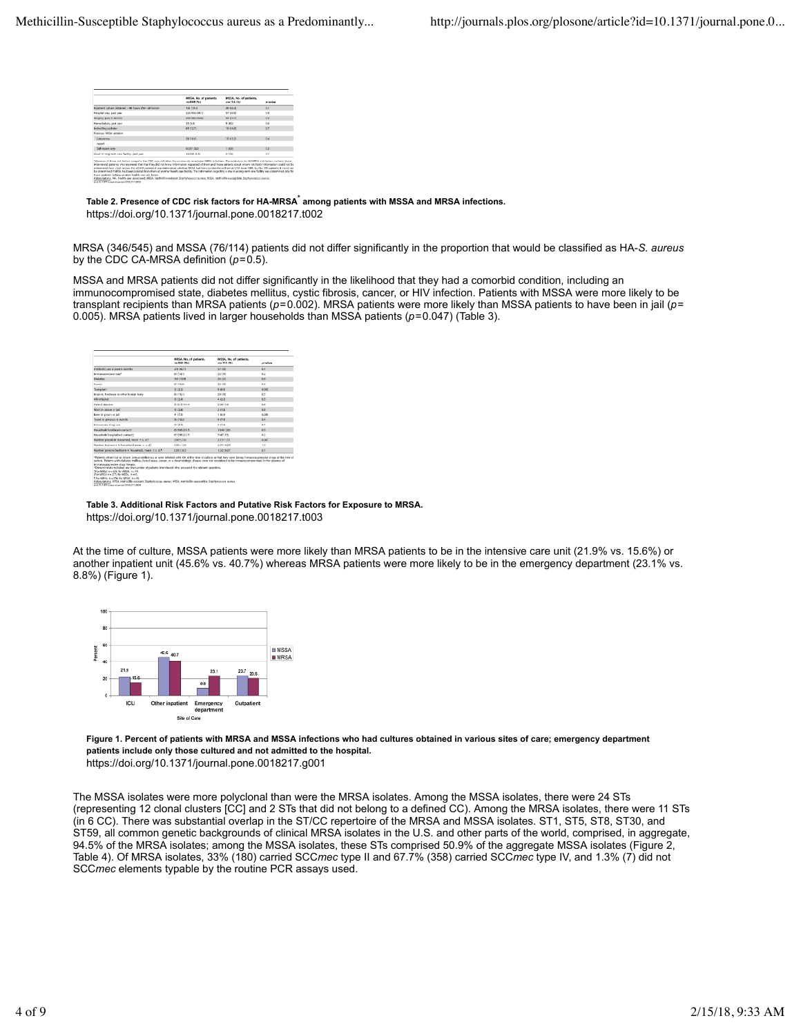| | MRSA, No. of patients, n=545 (%) | MSSA, No. of patients, n=114 (%) | p-value |
|---|---|---|---|
| Positive culture obtained >48 hours after admission | 109 (19.4) | 30 (26.3) | 0.1 |
| Hospital stay, past year | 225/456 (49.3) | 57 (50.0) | 0.9 |
| Surgery, past 6 months | 205/490 (41.8) | 50 (43.9) | 0.4 |
| Hemodialysis, past year | 35 (6.4) | 9 (8.0) | 0.6 |
| Indwelling catheter | 69 (12.7) | 16 (14.0) | 0.7 |
| Previous MRSA isolation | | | |
| Laboratory report | 58 (10.6) | 15 (13.2) | 0.4 |
| Self-report only | 9/331 (2.7) | 1 (0.9) | 0.3 |
| Lived in long-term care facility, past year | 16/268 (6.0) | 3 (3.0) | 0.3 |

Abbreviations: HA, health care associated; MRSA, methicillin-resistant *Staphylococcus aureus*; MSSA, methicillin-susceptible *Staphylococcus aureus*.

doi:10.1371/journal.pone.0018217.t002

**Table 2. Presence of CDC risk factors for HA-MRSA[*] among patients with MSSA and MRSA infections.**
https://doi.org/10.1371/journal.pone.0018217.t002

MRSA (346/545) and MSSA (76/114) patients did not differ significantly in the proportion that would be classified as HA-*S. aureus* by the CDC CA-MRSA definition ($p=0.5$).

MSSA and MRSA patients did not differ significantly in the likelihood that they had a comorbid condition, including an immunocompromised state, diabetes mellitus, cystic fibrosis, cancer, or HIV infection. Patients with MSSA were more likely to be transplant recipients than MRSA patients ($p=0.002$). MRSA patients were more likely than MSSA patients to have been in jail ($p=0.005$). MRSA patients lived in larger households than MSSA patients ($p=0.047$) (Table 3).

| | MRSA, No. of patients, n=545 (%) | MSSA, No. of patients, n=114 (%) | p-value |
|---|---|---|---|
| Antibiotic use in past 6 months | 229 (42.1) | 57 (50) | 0.1 |
| Immunocompromised state* | 80 (14.7) | 22 (19) | 0.2 |
| Diabetes | 105 (19.9) | 26 (23) | 0.4 |
| Cancer | 87 (16.0) | 22 (19) | 0.4 |
| Transplant | 12 (2.2) | 9 (8.0) | 0.002 |
| Implant, hardware or other foreign body | 85 (16.1) | 20 (18) | 0.7 |
| HIV-infected | 13 (2.4) | 4 (3.5) | 0.5 |
| Work in prison or jail | 15 (2.8) | 2 (1.8) | 0.8 |
| Been in prison or jail | 41 (7.5) | 1 (0.9) | 0.005 |
| Travel in previous 6 months | 55 (10.1) | 8 (7.0) | 0.4 |
| Intravenous drug use | 31 (5.7) | 3 (2.6) | 0.1 |
| Household healthcare contact† | 65/309 (21.1) | 10/63 (20) | 0.9 |
| Household hospitalized contact‡ | 47/299 (15.7) | 7/47 (15) | 0.2 |
| Number people in household, mean ± s.d.† | 2.96 ± 2.5 | 2.15 ± 1.51 | 0.047 |
| Number bedrooms in household, mean ± s.d.§ | 2.66 ± 1.30 | 2.47 ± 0.89 | 1.0 |
| Number persons/bedroom in household, mean ± s.d.¶ | 0.99 ± 0.83 | 1.02 ± 0.77 | 0.1 |

Abbreviations: MRSA, methicillin-resistant *Staphylococcus aureus*; MSSA, methicillin-susceptible *Staphylococcus aureus*.

doi:10.1371/journal.pone.0018217.t003

**Table 3. Additional Risk Factors and Putative Risk Factors for Exposure to MRSA.**
https://doi.org/10.1371/journal.pone.0018217.t003

At the time of culture, MSSA patients were more likely than MRSA patients to be in the intensive care unit (21.9% vs. 15.6%) or another inpatient unit (45.6% vs. 40.7%) whereas MRSA patients were more likely to be in the emergency department (23.1% vs. 8.8%) (Figure 1).

**Figure 1. Percent of patients with MRSA and MSSA infections who had cultures obtained in various sites of care; emergency department patients include only those cultured and not admitted to the hospital.**
https://doi.org/10.1371/journal.pone.0018217.g001

The MSSA isolates were more polyclonal than were the MRSA isolates. Among the MSSA isolates, there were 24 STs (representing 12 clonal clusters [CC] and 2 STs that did not belong to a defined CC). Among the MRSA isolates, there were 11 STs (in 6 CC). There was substantial overlap in the ST/CC repertoire of the MRSA and MSSA isolates. ST1, ST5, ST8, ST30, and ST59, all common genetic backgrounds of clinical MRSA isolates in the U.S. and other parts of the world, comprised, in aggregate, 94.5% of the MRSA isolates; among the MSSA isolates, these STs comprised 50.9% of the aggregate MSSA isolates (Figure 2, Table 4). Of MRSA isolates, 33% (180) carried SCC*mec* type II and 67.7% (358) carried SCC*mec* type IV, and 1.3% (7) did not SCC*mec* elements typable by the routine PCR assays used.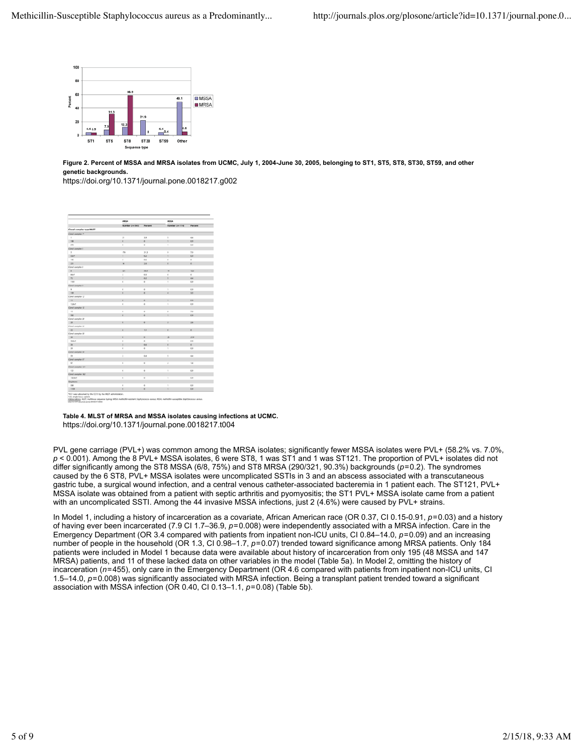Figure 2. Percent of MSSA and MRSA isolates from UCMC, July 1, 2004-June 30, 2005, belonging to ST1, ST5, ST8, ST30, ST59, and other genetic backgrounds.

https://doi.org/10.1371/journal.pone.0018217.g002

Table 4. MLST of MRSA and MSSA isolates causing infections at UCMC.

https://doi.org/10.1371/journal.pone.0018217.t004

PVL gene carriage (PVL+) was common among the MRSA isolates; significantly fewer MSSA isolates were PVL+ (58.2% vs. 7.0%, $p < 0.001$). Among the 8 PVL+ MSSA isolates, 6 were ST8, 1 was ST1 and 1 was ST121. The proportion of PVL+ isolates did not differ significantly among the ST8 MSSA (6/8, 75%) and ST8 MRSA (290/321, 90.3%) backgrounds ($p=0.2$). The syndromes caused by the 6 ST8, PVL+ MSSA isolates were uncomplicated SSTIs in 3 and an abscess associated with a transcutaneous gastric tube, a surgical wound infection, and a central venous catheter-associated bacteremia in 1 patient each. The ST121, PVL+ MSSA isolate was obtained from a patient with septic arthritis and pyomyositis; the ST1 PVL+ MSSA isolate came from a patient with an uncomplicated SSTI. Among the 44 invasive MSSA infections, just 2 (4.6%) were caused by PVL+ strains.

In Model 1, including a history of incarceration as a covariate, African American race (OR 0.37, CI 0.15-0.91, $p=0.03$) and a history of having ever been incarcerated (7.9 CI 1.7–36.9, $p=0.008$) were independently associated with a MRSA infection. Care in the Emergency Department (OR 3.4 compared with patients from inpatient non-ICU units, CI 0.84–14.0, $p=0.09$) and an increasing number of people in the household (OR 1.3, CI 0.98–1.7, $p=0.07$) trended toward significance among MRSA patients. Only 184 patients were included in Model 1 because data were available about history of incarceration from only 195 (48 MSSA and 147 MRSA) patients, and 11 of these lacked data on other variables in the model (Table 5a). In Model 2, omitting the history of incarceration ($n=455$), only care in the Emergency Department (OR 4.6 compared with patients from inpatient non-ICU units, CI 1.5–14.0, $p=0.008$) was significantly associated with MRSA infection. Being a transplant patient trended toward a significant association with MSSA infection (OR 0.40, CI 0.13–1.1, $p=0.08$) (Table 5b).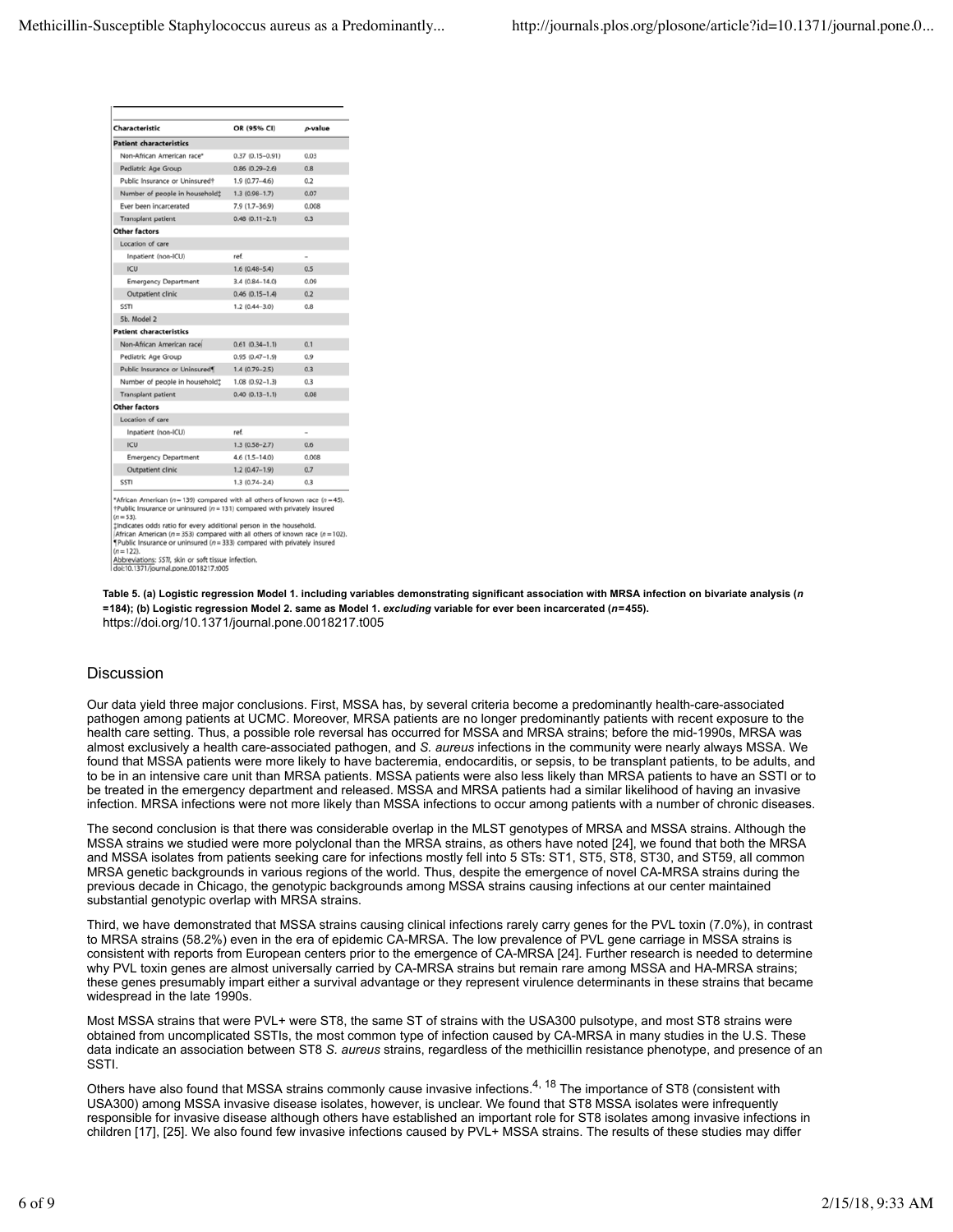| Characteristic | OR (95% CI) | p-value |
|---|---|---|
| **Patient characteristics** | | |
| Non-African American race* | 0.37 (0.15–0.91) | 0.03 |
| Pediatric Age Group | 0.86 (0.29–2.6) | 0.8 |
| Public Insurance or Uninsured† | 1.9 (0.77–4.6) | 0.2 |
| Number of people in household‡ | 1.3 (0.96–1.7) | 0.07 |
| Ever been incarcerated | 7.9 (1.7–36.9) | 0.008 |
| Transplant patient | 0.48 (0.11–2.1) | 0.3 |
| **Other factors** | | |
| Location of care | | |
| Inpatient (non-ICU) | ref. | – |
| ICU | 1.6 (0.48–5.4) | 0.5 |
| Emergency Department | 3.4 (0.84–14.0) | 0.09 |
| Outpatient clinic | 0.46 (0.15–1.4) | 0.2 |
| SSTI | 1.2 (0.44–3.0) | 0.8 |
| 5b. Model 2 | | |
| **Patient characteristics** | | |
| Non-African American race| | 0.61 (0.34–1.1) | 0.1 |
| Pediatric Age Group | 0.95 (0.47–1.9) | 0.9 |
| Public Insurance or Uninsured¶ | 1.4 (0.79–2.5) | 0.3 |
| Number of people in household‡ | 1.08 (0.92–1.3) | 0.3 |
| Transplant patient | 0.40 (0.13–1.1) | 0.08 |
| **Other factors** | | |
| Location of care | | |
| Inpatient (non-ICU) | ref. | – |
| ICU | 1.3 (0.58–2.7) | 0.6 |
| Emergency Department | 4.6 (1.5–14.0) | 0.008 |
| Outpatient clinic | 1.2 (0.47–1.9) | 0.7 |
| SSTI | 1.3 (0.74–2.4) | 0.3 |

*African American (n = 139) compared with all others of known race (n = 45).
†Public Insurance or uninsured (n = 131) compared with privately insured (n = 53).
‡Indicates odds ratio for every additional person in the household.
|African American (n = 353) compared with all others of known race (n = 102).
¶Public Insurance or uninsured (n = 333) compared with privately insured (n = 122).
Abbreviations: SSTI, skin or soft tissue infection.
doi:10.1371/journal.pone.0018217.t005

**Table 5. (a) Logistic regression Model 1. including variables demonstrating significant association with MRSA infection on bivariate analysis (*n* =184); (b) Logistic regression Model 2. same as Model 1. *excluding* variable for ever been incarcerated (*n*=455).**
https://doi.org/10.1371/journal.pone.0018217.t005

## Discussion

Our data yield three major conclusions. First, MSSA has, by several criteria become a predominantly health-care-associated pathogen among patients at UCMC. Moreover, MRSA patients are no longer predominantly patients with recent exposure to the health care setting. Thus, a possible role reversal has occurred for MSSA and MRSA strains; before the mid-1990s, MRSA was almost exclusively a health care-associated pathogen, and *S. aureus* infections in the community were nearly always MSSA. We found that MSSA patients were more likely to have bacteremia, endocarditis, or sepsis, to be transplant patients, to be adults, and to be in an intensive care unit than MRSA patients. MSSA patients were also less likely than MRSA patients to have an SSTI or to be treated in the emergency department and released. MSSA and MRSA patients had a similar likelihood of having an invasive infection. MRSA infections were not more likely than MSSA infections to occur among patients with a number of chronic diseases.

The second conclusion is that there was considerable overlap in the MLST genotypes of MRSA and MSSA strains. Although the MSSA strains we studied were more polyclonal than the MRSA strains, as others have noted [24], we found that both the MRSA and MSSA isolates from patients seeking care for infections mostly fell into 5 STs: ST1, ST5, ST8, ST30, and ST59, all common MRSA genetic backgrounds in various regions of the world. Thus, despite the emergence of novel CA-MRSA strains during the previous decade in Chicago, the genotypic backgrounds among MSSA strains causing infections at our center maintained substantial genotypic overlap with MRSA strains.

Third, we have demonstrated that MSSA strains causing clinical infections rarely carry genes for the PVL toxin (7.0%), in contrast to MRSA strains (58.2%) even in the era of epidemic CA-MRSA. The low prevalence of PVL gene carriage in MSSA strains is consistent with reports from European centers prior to the emergence of CA-MRSA [24]. Further research is needed to determine why PVL toxin genes are almost universally carried by CA-MRSA strains but remain rare among MSSA and HA-MRSA strains; these genes presumably impart either a survival advantage or they represent virulence determinants in these strains that became widespread in the late 1990s.

Most MSSA strains that were PVL+ were ST8, the same ST of strains with the USA300 pulsotype, and most ST8 strains were obtained from uncomplicated SSTIs, the most common type of infection caused by CA-MRSA in many studies in the U.S. These data indicate an association between ST8 *S. aureus* strains, regardless of the methicillin resistance phenotype, and presence of an SSTI.

Others have also found that MSSA strains commonly cause invasive infections.[4, 18] The importance of ST8 (consistent with USA300) among MSSA invasive disease isolates, however, is unclear. We found that ST8 MSSA isolates were infrequently responsible for invasive disease although others have established an important role for ST8 isolates among invasive infections in children [17], [25]. We also found few invasive infections caused by PVL+ MSSA strains. The results of these studies may differ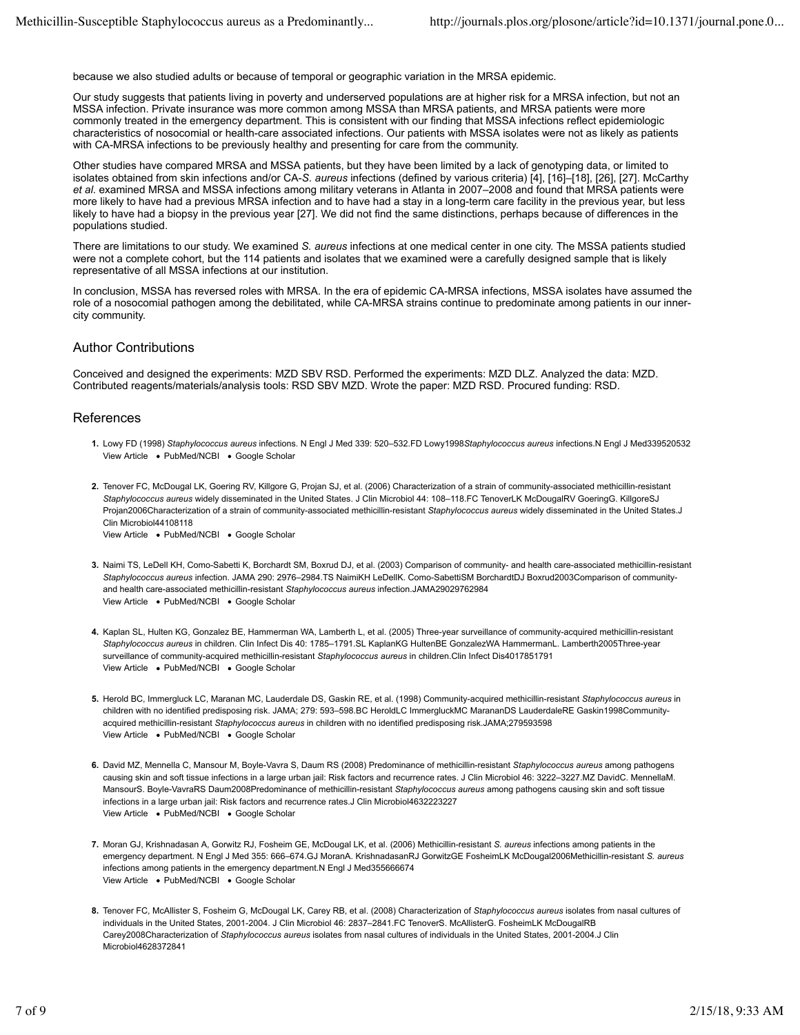because we also studied adults or because of temporal or geographic variation in the MRSA epidemic.

Our study suggests that patients living in poverty and underserved populations are at higher risk for a MRSA infection, but not an MSSA infection. Private insurance was more common among MSSA than MRSA patients, and MRSA patients were more commonly treated in the emergency department. This is consistent with our finding that MSSA infections reflect epidemiologic characteristics of nosocomial or health-care associated infections. Our patients with MSSA isolates were not as likely as patients with CA-MRSA infections to be previously healthy and presenting for care from the community.

Other studies have compared MRSA and MSSA patients, but they have been limited by a lack of genotyping data, or limited to isolates obtained from skin infections and/or CA-*S. aureus* infections (defined by various criteria) [4], [16]–[18], [26], [27]. McCarthy *et al.* examined MRSA and MSSA infections among military veterans in Atlanta in 2007–2008 and found that MRSA patients were more likely to have had a previous MRSA infection and to have had a stay in a long-term care facility in the previous year, but less likely to have had a biopsy in the previous year [27]. We did not find the same distinctions, perhaps because of differences in the populations studied.

There are limitations to our study. We examined *S. aureus* infections at one medical center in one city. The MSSA patients studied were not a complete cohort, but the 114 patients and isolates that we examined were a carefully designed sample that is likely representative of all MSSA infections at our institution.

In conclusion, MSSA has reversed roles with MRSA. In the era of epidemic CA-MRSA infections, MSSA isolates have assumed the role of a nosocomial pathogen among the debilitated, while CA-MRSA strains continue to predominate among patients in our inner-city community.

## Author Contributions

Conceived and designed the experiments: MZD SBV RSD. Performed the experiments: MZD DLZ. Analyzed the data: MZD. Contributed reagents/materials/analysis tools: RSD SBV MZD. Wrote the paper: MZD RSD. Procured funding: RSD.

## References

1. Lowy FD (1998) *Staphylococcus aureus* infections. N Engl J Med 339: 520–532.FD Lowy1998*Staphylococcus aureus* infections.N Engl J Med339520532
   View Article • PubMed/NCBI • Google Scholar

2. Tenover FC, McDougal LK, Goering RV, Killgore G, Projan SJ, et al. (2006) Characterization of a strain of community-associated methicillin-resistant *Staphylococcus aureus* widely disseminated in the United States. J Clin Microbiol 44: 108–118.FC TenoverLK McDougalRV GoeringG. KillgoreSJ Projan2006Characterization of a strain of community-associated methicillin-resistant *Staphylococcus aureus* widely disseminated in the United States.J Clin Microbiol44108118
   View Article • PubMed/NCBI • Google Scholar

3. Naimi TS, LeDell KH, Como-Sabetti K, Borchardt SM, Boxrud DJ, et al. (2003) Comparison of community- and health care-associated methicillin-resistant *Staphylococcus aureus* infection. JAMA 290: 2976–2984.TS NaimiKH LeDellK. Como-SabettiSM BorchardtDJ Boxrud2003Comparison of community- and health care-associated methicillin-resistant *Staphylococcus aureus* infection.JAMA29029762984
   View Article • PubMed/NCBI • Google Scholar

4. Kaplan SL, Hulten KG, Gonzalez BE, Hammerman WA, Lamberth L, et al. (2005) Three-year surveillance of community-acquired methicillin-resistant *Staphylococcus aureus* in children. Clin Infect Dis 40: 1785–1791.SL KaplanKG HultenBE GonzalezWA HammermanL. Lamberth2005Three-year surveillance of community-acquired methicillin-resistant *Staphylococcus aureus* in children.Clin Infect Dis4017851791
   View Article • PubMed/NCBI • Google Scholar

5. Herold BC, Immergluck LC, Maranan MC, Lauderdale DS, Gaskin RE, et al. (1998) Community-acquired methicillin-resistant *Staphylococcus aureus* in children with no identified predisposing risk. JAMA; 279: 593–598.BC HeroldLC ImmergluckMC MarananDS LauderdaleRE Gaskin1998Community-acquired methicillin-resistant *Staphylococcus aureus* in children with no identified predisposing risk.JAMA;279593598
   View Article • PubMed/NCBI • Google Scholar

6. David MZ, Mennella C, Mansour M, Boyle-Vavra S, Daum RS (2008) Predominance of methicillin-resistant *Staphylococcus aureus* among pathogens causing skin and soft tissue infections in a large urban jail: Risk factors and recurrence rates. J Clin Microbiol 46: 3222–3227.MZ DavidC. MennellaM. MansourS. Boyle-VavraRS Daum2008Predominance of methicillin-resistant *Staphylococcus aureus* among pathogens causing skin and soft tissue infections in a large urban jail: Risk factors and recurrence rates.J Clin Microbiol4632223227
   View Article • PubMed/NCBI • Google Scholar

7. Moran GJ, Krishnadasan A, Gorwitz RJ, Fosheim GE, McDougal LK, et al. (2006) Methicillin-resistant *S. aureus* infections among patients in the emergency department. N Engl J Med 355: 666–674.GJ MoranA. KrishnadasanRJ GorwitzGE FosheimLK McDougal2006Methicillin-resistant *S. aureus* infections among patients in the emergency department.N Engl J Med355666674
   View Article • PubMed/NCBI • Google Scholar

8. Tenover FC, McAllister S, Fosheim G, McDougal LK, Carey RB, et al. (2008) Characterization of *Staphylococcus aureus* isolates from nasal cultures of individuals in the United States, 2001-2004. J Clin Microbiol 46: 2837–2841.FC TenoverS. McAllisterG. FosheimLK McDougalRB Carey2008Characterization of *Staphylococcus aureus* isolates from nasal cultures of individuals in the United States, 2001-2004.J Clin Microbiol4628372841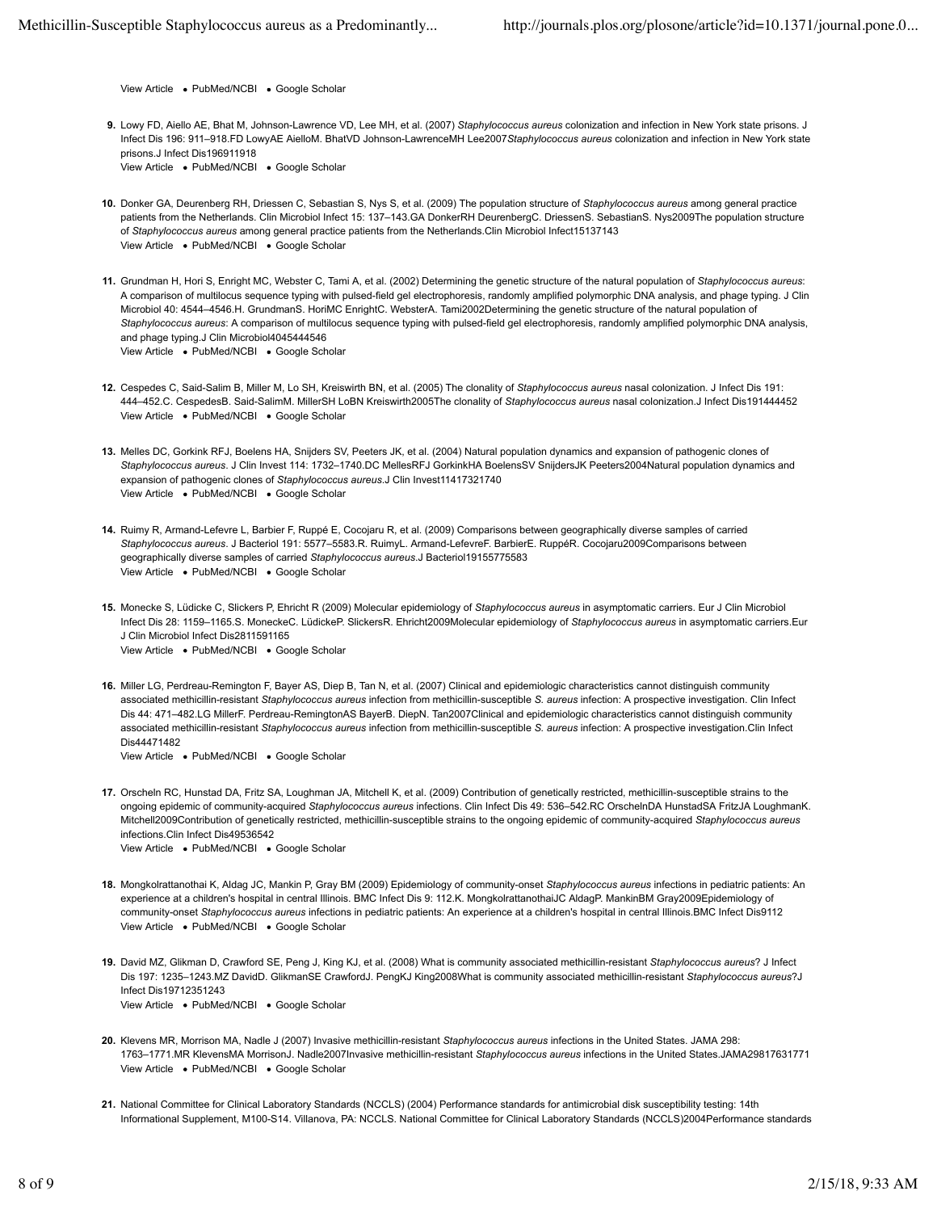View Article • PubMed/NCBI • Google Scholar

9. Lowy FD, Aiello AE, Bhat M, Johnson-Lawrence VD, Lee MH, et al. (2007) *Staphylococcus aureus* colonization and infection in New York state prisons. J Infect Dis 196: 911–918.FD LowyAE AielloM. BhatVD Johnson-LawrenceMH Lee2007*Staphylococcus aureus* colonization and infection in New York state prisons.J Infect Dis196911918
   View Article • PubMed/NCBI • Google Scholar

10. Donker GA, Deurenberg RH, Driessen C, Sebastian S, Nys S, et al. (2009) The population structure of *Staphylococcus aureus* among general practice patients from the Netherlands. Clin Microbiol Infect 15: 137–143.GA DonkerRH DeurenbergC. DriessenS. SebastianS. Nys2009The population structure of *Staphylococcus aureus* among general practice patients from the Netherlands.Clin Microbiol Infect15137143
    View Article • PubMed/NCBI • Google Scholar

11. Grundman H, Hori S, Enright MC, Webster C, Tami A, et al. (2002) Determining the genetic structure of the natural population of *Staphylococcus aureus*: A comparison of multilocus sequence typing with pulsed-field gel electrophoresis, randomly amplified polymorphic DNA analysis, and phage typing. J Clin Microbiol 40: 4544–4546.H. GrundmanS. HoriMC EnrightC. WebsterA. Tami2002Determining the genetic structure of the natural population of *Staphylococcus aureus*: A comparison of multilocus sequence typing with pulsed-field gel electrophoresis, randomly amplified polymorphic DNA analysis, and phage typing.J Clin Microbiol4045444546
    View Article • PubMed/NCBI • Google Scholar

12. Cespedes C, Said-Salim B, Miller M, Lo SH, Kreiswirth BN, et al. (2005) The clonality of *Staphylococcus aureus* nasal colonization. J Infect Dis 191: 444–452.C. CespedesB. Said-SalimM. MillerSH LoBN Kreiswirth2005The clonality of *Staphylococcus aureus* nasal colonization.J Infect Dis191444452
    View Article • PubMed/NCBI • Google Scholar

13. Melles DC, Gorkink RFJ, Boelens HA, Snijders SV, Peeters JK, et al. (2004) Natural population dynamics and expansion of pathogenic clones of *Staphylococcus aureus*. J Clin Invest 114: 1732–1740.DC MellesRFJ GorkinkHA BoelensSV SnijdersJK Peeters2004Natural population dynamics and expansion of pathogenic clones of *Staphylococcus aureus*.J Clin Invest11417321740
    View Article • PubMed/NCBI • Google Scholar

14. Ruimy R, Armand-Lefevre L, Barbier F, Ruppé E, Cocojaru R, et al. (2009) Comparisons between geographically diverse samples of carried *Staphylococcus aureus*. J Bacteriol 191: 5577–5583.R. RuimyL. Armand-LefevreF. BarbierE. RuppéR. Cocojaru2009Comparisons between geographically diverse samples of carried *Staphylococcus aureus*.J Bacteriol19155775583
    View Article • PubMed/NCBI • Google Scholar

15. Monecke S, Lüdicke C, Slickers P, Ehricht R (2009) Molecular epidemiology of *Staphylococcus aureus* in asymptomatic carriers. Eur J Clin Microbiol Infect Dis 28: 1159–1165.S. MoneckeC. LüdickeP. SlickersR. Ehricht2009Molecular epidemiology of *Staphylococcus aureus* in asymptomatic carriers.Eur J Clin Microbiol Infect Dis2811591165
    View Article • PubMed/NCBI • Google Scholar

16. Miller LG, Perdreau-Remington F, Bayer AS, Diep B, Tan N, et al. (2007) Clinical and epidemiologic characteristics cannot distinguish community associated methicillin-resistant *Staphylococcus aureus* infection from methicillin-susceptible *S. aureus* infection: A prospective investigation. Clin Infect Dis 44: 471–482.LG MillerF. Perdreau-RemingtonAS BayerB. DiepN. Tan2007Clinical and epidemiologic characteristics cannot distinguish community associated methicillin-resistant *Staphylococcus aureus* infection from methicillin-susceptible *S. aureus* infection: A prospective investigation.Clin Infect Dis44471482
    View Article • PubMed/NCBI • Google Scholar

17. Orscheln RC, Hunstad DA, Fritz SA, Loughman JA, Mitchell K, et al. (2009) Contribution of genetically restricted, methicillin-susceptible strains to the ongoing epidemic of community-acquired *Staphylococcus aureus* infections. Clin Infect Dis 49: 536–542.RC OrschelnDA HunstadSA FritzJA LoughmanK. Mitchell2009Contribution of genetically restricted, methicillin-susceptible strains to the ongoing epidemic of community-acquired *Staphylococcus aureus* infections.Clin Infect Dis49536542
    View Article • PubMed/NCBI • Google Scholar

18. Mongkolrattanothai K, Aldag JC, Mankin P, Gray BM (2009) Epidemiology of community-onset *Staphylococcus aureus* infections in pediatric patients: An experience at a children's hospital in central Illinois. BMC Infect Dis 9: 112.K. MongkolrattanothaiJC AldagP. MankinBM Gray2009Epidemiology of community-onset *Staphylococcus aureus* infections in pediatric patients: An experience at a children's hospital in central Illinois.BMC Infect Dis9112
    View Article • PubMed/NCBI • Google Scholar

19. David MZ, Glikman D, Crawford SE, Peng J, King KJ, et al. (2008) What is community associated methicillin-resistant *Staphylococcus aureus*? J Infect Dis 197: 1235–1243.MZ DavidD. GlikmanSE CrawfordJ. PengKJ King2008What is community associated methicillin-resistant *Staphylococcus aureus*?J Infect Dis19712351243
    View Article • PubMed/NCBI • Google Scholar

20. Klevens MR, Morrison MA, Nadle J (2007) Invasive methicillin-resistant *Staphylococcus aureus* infections in the United States. JAMA 298: 1763–1771.MR KlevensMA MorrisonJ. Nadle2007Invasive methicillin-resistant *Staphylococcus aureus* infections in the United States.JAMA29817631771
    View Article • PubMed/NCBI • Google Scholar

21. National Committee for Clinical Laboratory Standards (NCCLS) (2004) Performance standards for antimicrobial disk susceptibility testing: 14th Informational Supplement, M100-S14. Villanova, PA: NCCLS. National Committee for Clinical Laboratory Standards (NCCLS)2004Performance standards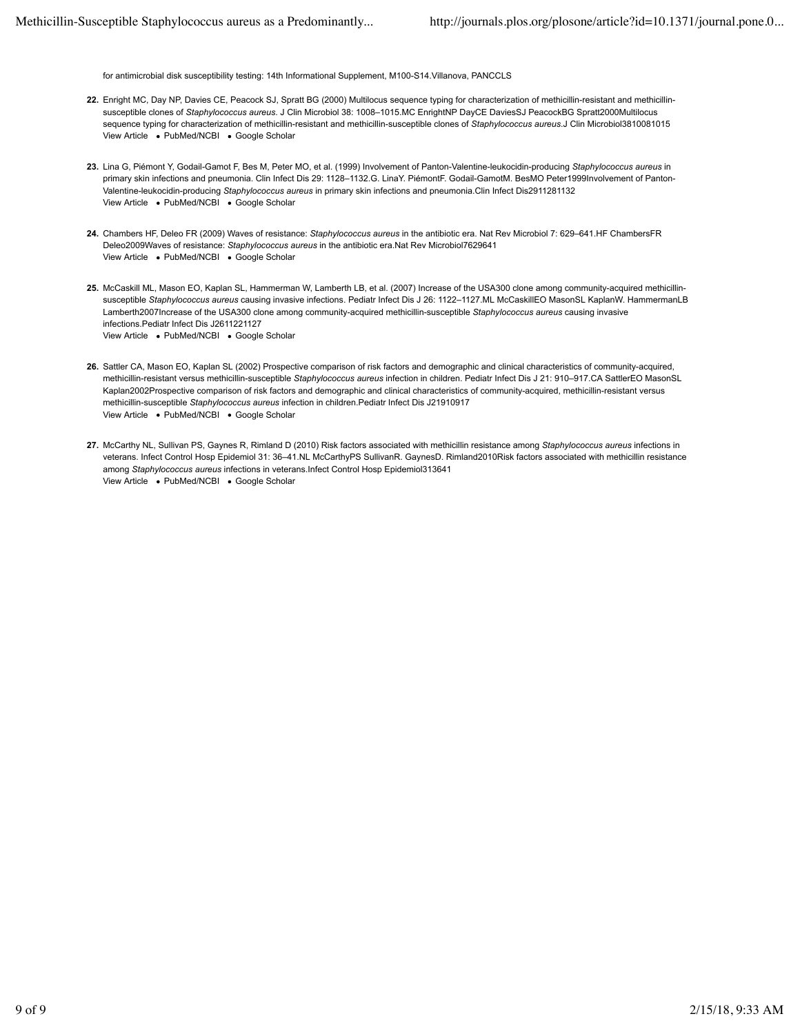for antimicrobial disk susceptibility testing: 14th Informational Supplement, M100-S14.Villanova, PANCCLS

22. Enright MC, Day NP, Davies CE, Peacock SJ, Spratt BG (2000) Multilocus sequence typing for characterization of methicillin-resistant and methicillin-susceptible clones of *Staphylococcus aureus*. J Clin Microbiol 38: 1008–1015.MC EnrightNP DayCE DaviesSJ PeacockBG Spratt2000Multilocus sequence typing for characterization of methicillin-resistant and methicillin-susceptible clones of *Staphylococcus aureus*.J Clin Microbiol3810081015
View Article • PubMed/NCBI • Google Scholar

23. Lina G, Piémont Y, Godail-Gamot F, Bes M, Peter MO, et al. (1999) Involvement of Panton-Valentine-leukocidin-producing *Staphylococcus aureus* in primary skin infections and pneumonia. Clin Infect Dis 29: 1128–1132.G. LinaY. PiémontF. Godail-GamotM. BesMO Peter1999Involvement of Panton-Valentine-leukocidin-producing *Staphylococcus aureus* in primary skin infections and pneumonia.Clin Infect Dis2911281132
View Article • PubMed/NCBI • Google Scholar

24. Chambers HF, Deleo FR (2009) Waves of resistance: *Staphylococcus aureus* in the antibiotic era. Nat Rev Microbiol 7: 629–641.HF ChambersFR Deleo2009Waves of resistance: *Staphylococcus aureus* in the antibiotic era.Nat Rev Microbiol7629641
View Article • PubMed/NCBI • Google Scholar

25. McCaskill ML, Mason EO, Kaplan SL, Hammerman W, Lamberth LB, et al. (2007) Increase of the USA300 clone among community-acquired methicillin-susceptible *Staphylococcus aureus* causing invasive infections. Pediatr Infect Dis J 26: 1122–1127.ML McCaskillEO MasonSL KaplanW. HammermanLB Lamberth2007Increase of the USA300 clone among community-acquired methicillin-susceptible *Staphylococcus aureus* causing invasive infections.Pediatr Infect Dis J2611221127
View Article • PubMed/NCBI • Google Scholar

26. Sattler CA, Mason EO, Kaplan SL (2002) Prospective comparison of risk factors and demographic and clinical characteristics of community-acquired, methicillin-resistant versus methicillin-susceptible *Staphylococcus aureus* infection in children. Pediatr Infect Dis J 21: 910–917.CA SattlerEO MasonSL Kaplan2002Prospective comparison of risk factors and demographic and clinical characteristics of community-acquired, methicillin-resistant versus methicillin-susceptible *Staphylococcus aureus* infection in children.Pediatr Infect Dis J21910917
View Article • PubMed/NCBI • Google Scholar

27. McCarthy NL, Sullivan PS, Gaynes R, Rimland D (2010) Risk factors associated with methicillin resistance among *Staphylococcus aureus* infections in veterans. Infect Control Hosp Epidemiol 31: 36–41.NL McCarthyPS SullivanR. GaynesD. Rimland2010Risk factors associated with methicillin resistance among *Staphylococcus aureus* infections in veterans.Infect Control Hosp Epidemiol313641
View Article • PubMed/NCBI • Google Scholar